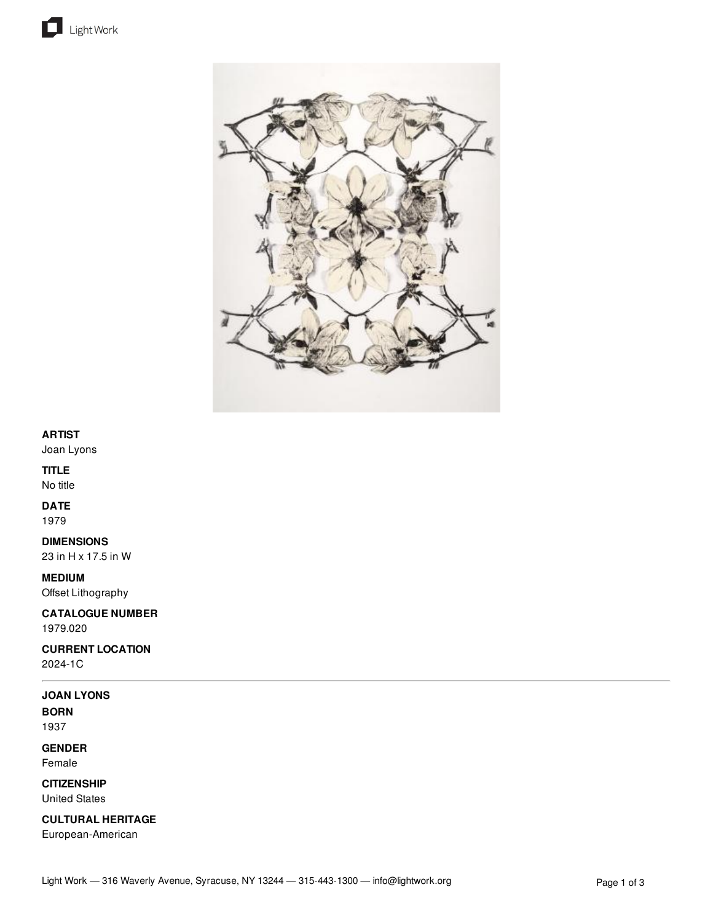**ARTIST**
Joan Lyons

**TITLE**
No title

**DATE**
1979

**DIMENSIONS**
23 in H x 17.5 in W

**MEDIUM**
Offset Lithography

**CATALOGUE NUMBER**
1979.020

**CURRENT LOCATION**
2024-1C

---

**JOAN LYONS**

**BORN**
1937

**GENDER**
Female

**CITIZENSHIP**
United States

**CULTURAL HERITAGE**
European-American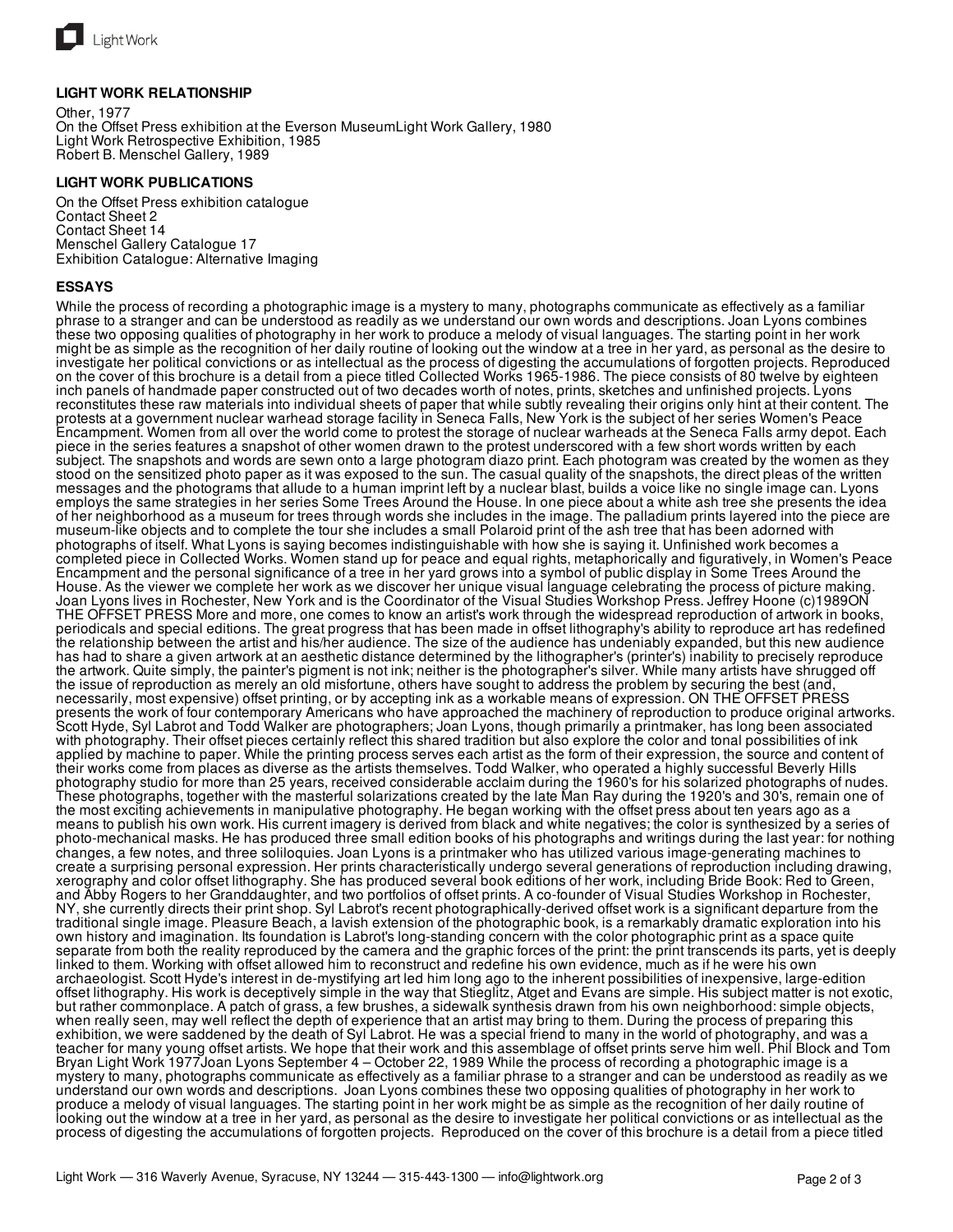### LIGHT WORK RELATIONSHIP

Other, 1977
On the Offset Press exhibition at the Everson MuseumLight Work Gallery, 1980
Light Work Retrospective Exhibition, 1985
Robert B. Menschel Gallery, 1989

### LIGHT WORK PUBLICATIONS

On the Offset Press exhibition catalogue
Contact Sheet 2
Contact Sheet 14
Menschel Gallery Catalogue 17
Exhibition Catalogue: Alternative Imaging

### ESSAYS

While the process of recording a photographic image is a mystery to many, photographs communicate as effectively as a familiar phrase to a stranger and can be understood as readily as we understand our own words and descriptions. Joan Lyons combines these two opposing qualities of photography in her work to produce a melody of visual languages. The starting point in her work might be as simple as the recognition of her daily routine of looking out the window at a tree in her yard, as personal as the desire to investigate her political convictions or as intellectual as the process of digesting the accumulations of forgotten projects. Reproduced on the cover of this brochure is a detail from a piece titled Collected Works 1965-1986. The piece consists of 80 twelve by eighteen inch panels of handmade paper constructed out of two decades worth of notes, prints, sketches and unfinished projects. Lyons reconstitutes these raw materials into individual sheets of paper that while subtly revealing their origins only hint at their content. The protests at a government nuclear warhead storage facility in Seneca Falls, New York is the subject of her series Women's Peace Encampment. Women from all over the world come to protest the storage of nuclear warheads at the Seneca Falls army depot. Each piece in the series features a snapshot of other women drawn to the protest underscored with a few short words written by each subject. The snapshots and words are sewn onto a large photogram diazo print. Each photogram was created by the women as they stood on the sensitized photo paper as it was exposed to the sun. The casual quality of the snapshots, the direct pleas of the written messages and the photograms that allude to a human imprint left by a nuclear blast, builds a voice like no single image can. Lyons employs the same strategies in her series Some Trees Around the House. In one piece about a white ash tree she presents the idea of her neighborhood as a museum for trees through words she includes in the image. The palladium prints layered into the piece are museum-like objects and to complete the tour she includes a small Polaroid print of the ash tree that has been adorned with photographs of itself. What Lyons is saying becomes indistinguishable with how she is saying it. Unfinished work becomes a completed piece in Collected Works. Women stand up for peace and equal rights, metaphorically and figuratively, in Women's Peace Encampment and the personal significance of a tree in her yard grows into a symbol of public display in Some Trees Around the House. As the viewer we complete her work as we discover her unique visual language celebrating the process of picture making. Joan Lyons lives in Rochester, New York and is the Coordinator of the Visual Studies Workshop Press. Jeffrey Hoone (c)1989ON THE OFFSET PRESS More and more, one comes to know an artist's work through the widespread reproduction of artwork in books, periodicals and special editions. The great progress that has been made in offset lithography's ability to reproduce art has redefined the relationship between the artist and his/her audience. The size of the audience has undeniably expanded, but this new audience has had to share a given artwork at an aesthetic distance determined by the lithographer's (printer's) inability to precisely reproduce the artwork. Quite simply, the painter's pigment is not ink; neither is the photographer's silver. While many artists have shrugged off the issue of reproduction as merely an old misfortune, others have sought to address the problem by securing the best (and, necessarily, most expensive) offset printing, or by accepting ink as a workable means of expression. ON THE OFFSET PRESS presents the work of four contemporary Americans who have approached the machinery of reproduction to produce original artworks. Scott Hyde, Syl Labrot and Todd Walker are photographers; Joan Lyons, though primarily a printmaker, has long been associated with photography. Their offset pieces certainly reflect this shared tradition but also explore the color and tonal possibilities of ink applied by machine to paper. While the printing process serves each artist as the form of their expression, the source and content of their works come from places as diverse as the artists themselves. Todd Walker, who operated a highly successful Beverly Hills photography studio for more than 25 years, received considerable acclaim during the 1960's for his solarized photographs of nudes. These photographs, together with the masterful solarizations created by the late Man Ray during the 1920's and 30's, remain one of the most exciting achievements in manipulative photography. He began working with the offset press about ten years ago as a means to publish his own work. His current imagery is derived from black and white negatives; the color is synthesized by a series of photo-mechanical masks. He has produced three small edition books of his photographs and writings during the last year: for nothing changes, a few notes, and three soliloquies. Joan Lyons is a printmaker who has utilized various image-generating machines to create a surprising personal expression. Her prints characteristically undergo several generations of reproduction including drawing, xerography and color offset lithography. She has produced several book editions of her work, including Bride Book: Red to Green, and Abby Rogers to her Granddaughter, and two portfolios of offset prints. A co-founder of Visual Studies Workshop in Rochester, NY, she currently directs their print shop. Syl Labrot's recent photographically-derived offset work is a significant departure from the traditional single image. Pleasure Beach, a lavish extension of the photographic book, is a remarkably dramatic exploration into his own history and imagination. Its foundation is Labrot's long-standing concern with the color photographic print as a space quite separate from both the reality reproduced by the camera and the graphic forces of the print: the print transcends its parts, yet is deeply linked to them. Working with offset allowed him to reconstruct and redefine his own evidence, much as if he were his own archaeologist. Scott Hyde's interest in de-mystifying art led him long ago to the inherent possibilities of inexpensive, large-edition offset lithography. His work is deceptively simple in the way that Stieglitz, Atget and Evans are simple. His subject matter is not exotic, but rather commonplace. A patch of grass, a few brushes, a sidewalk synthesis drawn from his own neighborhood: simple objects, when really seen, may well reflect the depth of experience that an artist may bring to them. During the process of preparing this exhibition, we were saddened by the death of Syl Labrot. He was a special friend to many in the world of photography, and was a teacher for many young offset artists. We hope that their work and this assemblage of offset prints serve him well. Phil Block and Tom Bryan Light Work 1977Joan Lyons September 4 – October 22, 1989 While the process of recording a photographic image is a mystery to many, photographs communicate as effectively as a familiar phrase to a stranger and can be understood as readily as we understand our own words and descriptions. Joan Lyons combines these two opposing qualities of photography in her work to produce a melody of visual languages. The starting point in her work might be as simple as the recognition of her daily routine of looking out the window at a tree in her yard, as personal as the desire to investigate her political convictions or as intellectual as the process of digesting the accumulations of forgotten projects. Reproduced on the cover of this brochure is a detail from a piece titled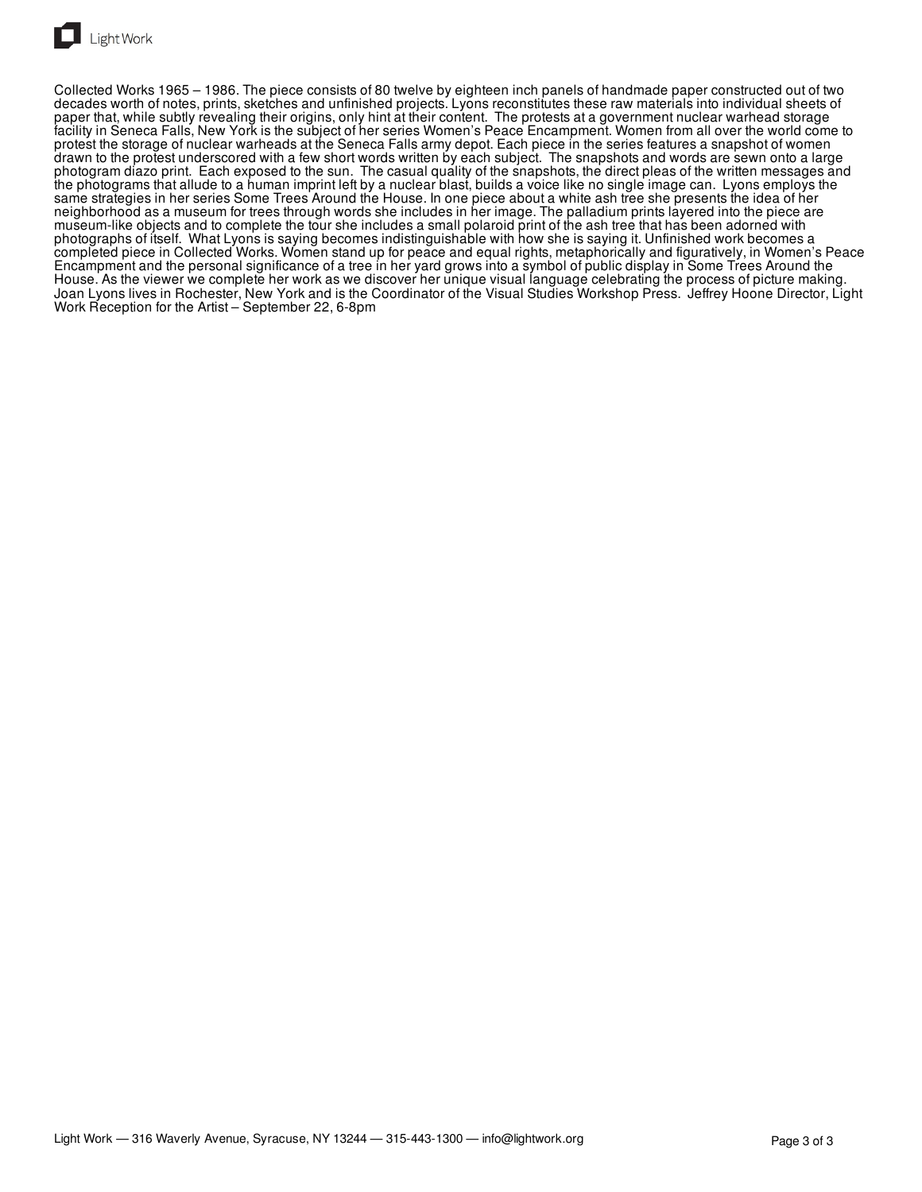Collected Works 1965 – 1986. The piece consists of 80 twelve by eighteen inch panels of handmade paper constructed out of two decades worth of notes, prints, sketches and unfinished projects. Lyons reconstitutes these raw materials into individual sheets of paper that, while subtly revealing their origins, only hint at their content. The protests at a government nuclear warhead storage facility in Seneca Falls, New York is the subject of her series Women's Peace Encampment. Women from all over the world come to protest the storage of nuclear warheads at the Seneca Falls army depot. Each piece in the series features a snapshot of women drawn to the protest underscored with a few short words written by each subject. The snapshots and words are sewn onto a large photogram diazo print. Each exposed to the sun. The casual quality of the snapshots, the direct pleas of the written messages and the photograms that allude to a human imprint left by a nuclear blast, builds a voice like no single image can. Lyons employs the same strategies in her series Some Trees Around the House. In one piece about a white ash tree she presents the idea of her neighborhood as a museum for trees through words she includes in her image. The palladium prints layered into the piece are museum-like objects and to complete the tour she includes a small polaroid print of the ash tree that has been adorned with photographs of itself. What Lyons is saying becomes indistinguishable with how she is saying it. Unfinished work becomes a completed piece in Collected Works. Women stand up for peace and equal rights, metaphorically and figuratively, in Women's Peace Encampment and the personal significance of a tree in her yard grows into a symbol of public display in Some Trees Around the House. As the viewer we complete her work as we discover her unique visual language celebrating the process of picture making. Joan Lyons lives in Rochester, New York and is the Coordinator of the Visual Studies Workshop Press. Jeffrey Hoone Director, Light Work Reception for the Artist – September 22, 6-8pm